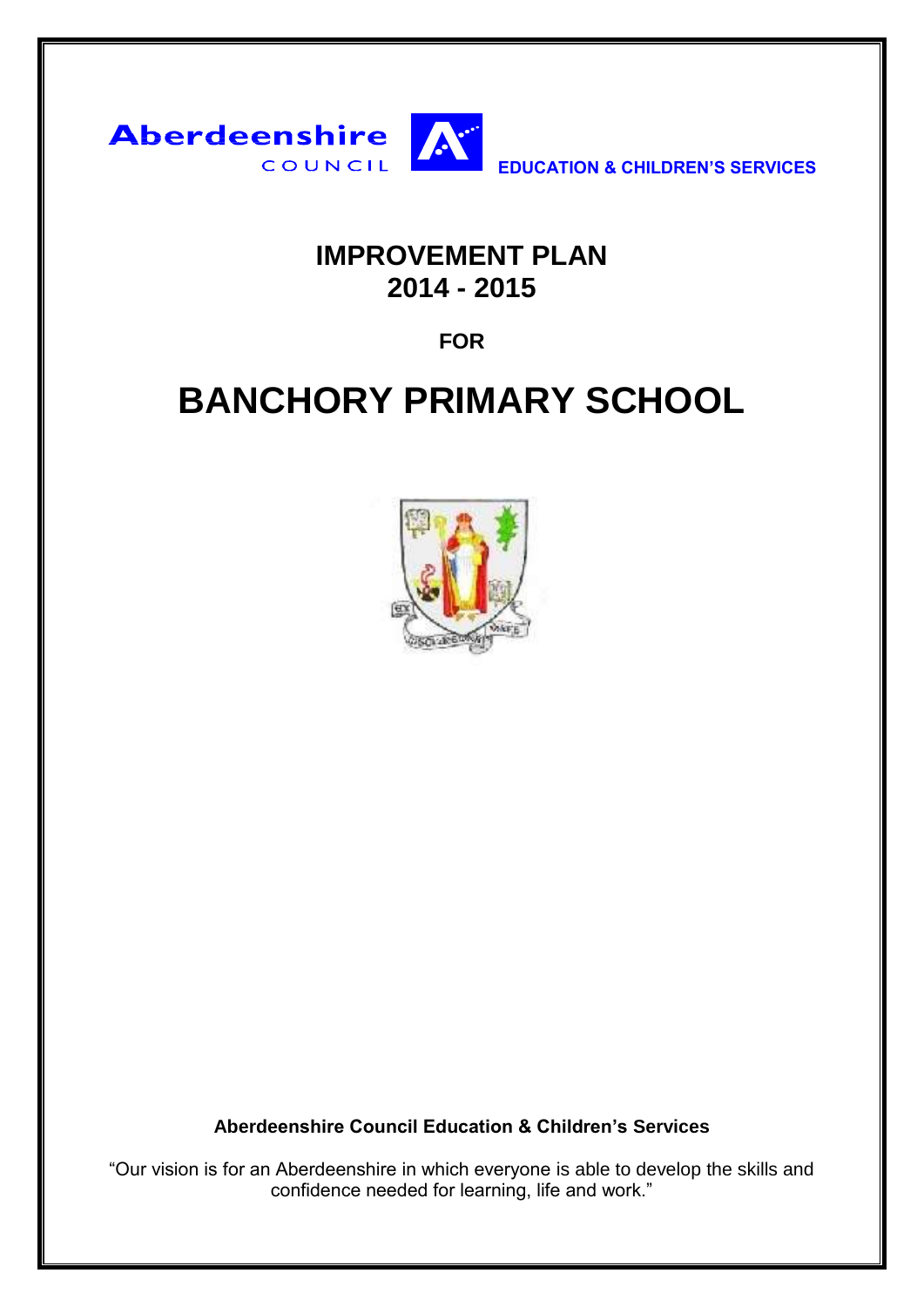Aberdeenshire COUNCIL

**EDUCATION & CHILDREN'S SERVICES**

# IMPROVEMENT PLAN 2014 - 2015

**FOR**

# BANCHORY PRIMARY SCHOOL

**Aberdeenshire Council Education & Children's Services**

"Our vision is for an Aberdeenshire in which everyone is able to develop the skills and confidence needed for learning, life and work."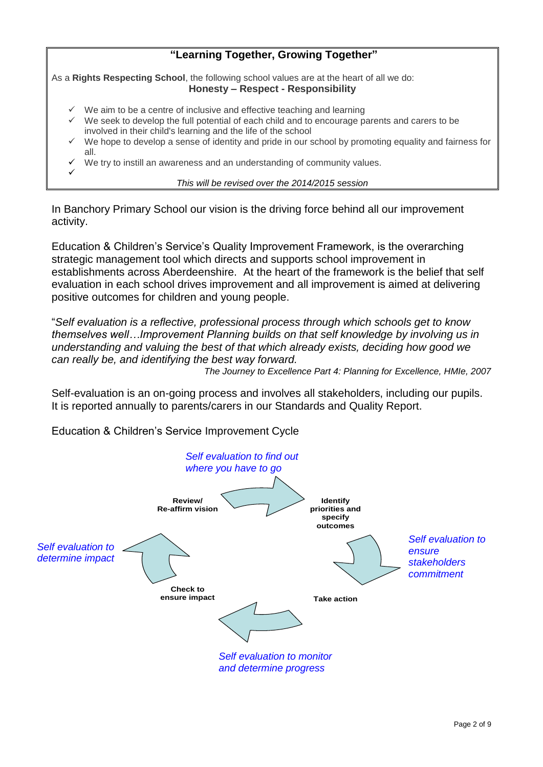## "Learning Together, Growing Together"

As a **Rights Respecting School**, the following school values are at the heart of all we do:

**Honesty – Respect - Responsibility**

- ✓ We aim to be a centre of inclusive and effective teaching and learning
- ✓ We seek to develop the full potential of each child and to encourage parents and carers to be involved in their child's learning and the life of the school
- ✓ We hope to develop a sense of identity and pride in our school by promoting equality and fairness for all.
- ✓ We try to instill an awareness and an understanding of community values.
- ✓

*This will be revised over the 2014/2015 session*

In Banchory Primary School our vision is the driving force behind all our improvement activity.

Education & Children's Service's Quality Improvement Framework, is the overarching strategic management tool which directs and supports school improvement in establishments across Aberdeenshire. At the heart of the framework is the belief that self evaluation in each school drives improvement and all improvement is aimed at delivering positive outcomes for children and young people.

"*Self evaluation is a reflective, professional process through which schools get to know themselves well…Improvement Planning builds on that self knowledge by involving us in understanding and valuing the best of that which already exists, deciding how good we can really be, and identifying the best way forward.*

*The Journey to Excellence Part 4: Planning for Excellence, HMIe, 2007*

Self-evaluation is an on-going process and involves all stakeholders, including our pupils. It is reported annually to parents/carers in our Standards and Quality Report.

Education & Children's Service Improvement Cycle

*Self evaluation to find out where you have to go*

**Review/ Re-affirm vision** → **Identify priorities and specify outcomes**

*Self evaluation to ensure stakeholders commitment*

**Identify priorities and specify outcomes** → **Take action**

*Self evaluation to monitor and determine progress*

**Take action** → **Check to ensure impact**

*Self evaluation to determine impact*

**Check to ensure impact** → **Review/ Re-affirm vision**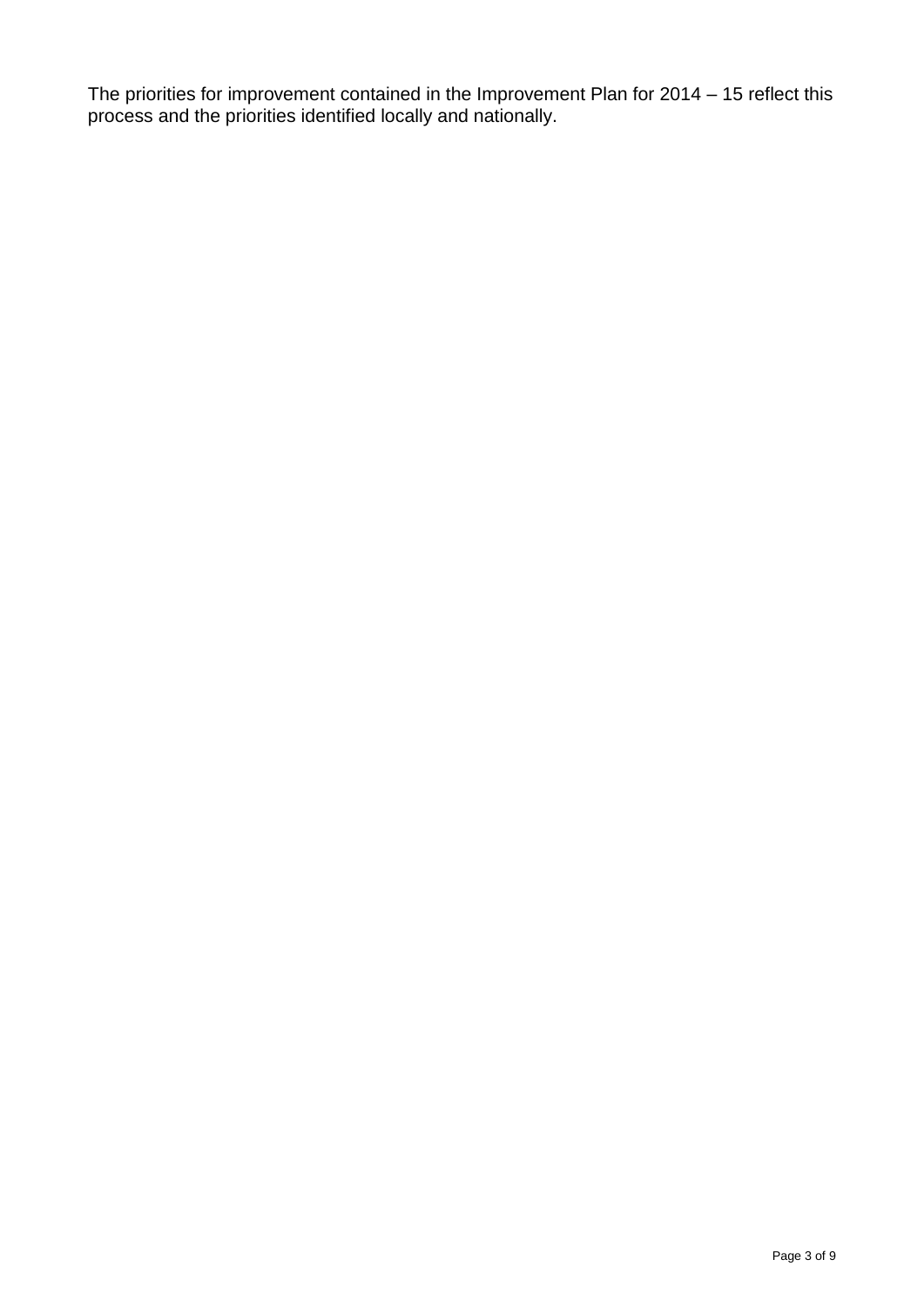The priorities for improvement contained in the Improvement Plan for 2014 – 15 reflect this process and the priorities identified locally and nationally.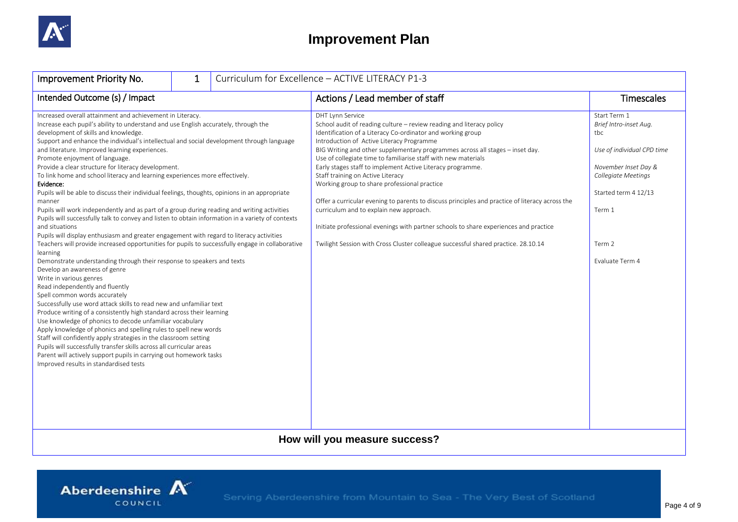# Improvement Plan

| Improvement Priority No. | 1 | Curriculum for Excellence – ACTIVE LITERACY P1-3 |
|---|---|---|
| **Intended Outcome (s) / Impact** | **Actions / Lead member of staff** | **Timescales** |
| Increased overall attainment and achievement in Literacy.<br>Increase each pupil's ability to understand and use English accurately, through the development of skills and knowledge.<br>Support and enhance the individual's intellectual and social development through language and literature. Improved learning experiences.<br>Promote enjoyment of language.<br>Provide a clear structure for literacy development.<br>To link home and school literacy and learning experiences more effectively.<br>**Evidence:**<br>Pupils will be able to discuss their individual feelings, thoughts, opinions in an appropriate manner<br>Pupils will work independently and as part of a group during reading and writing activities<br>Pupils will successfully talk to convey and listen to obtain information in a variety of contexts and situations<br>Pupils will display enthusiasm and greater engagement with regard to literacy activities<br>Teachers will provide increased opportunities for pupils to successfully engage in collaborative learning<br>Demonstrate understanding through their response to speakers and texts<br>Develop an awareness of genre<br>Write in various genres<br>Read independently and fluently<br>Spell common words accurately<br>Successfully use word attack skills to read new and unfamiliar text<br>Produce writing of a consistently high standard across their learning<br>Use knowledge of phonics to decode unfamiliar vocabulary<br>Apply knowledge of phonics and spelling rules to spell new words<br>Staff will confidently apply strategies in the classroom setting<br>Pupils will successfully transfer skills across all curricular areas<br>Parent will actively support pupils in carrying out homework tasks<br>Improved results in standardised tests | DHT Lynn Service<br>School audit of reading culture – review reading and literacy policy<br>Identification of a Literacy Co-ordinator and working group<br>Introduction of Active Literacy Programme<br>BIG Writing and other supplementary programmes across all stages – inset day.<br>Use of collegiate time to familiarise staff with new materials<br>Early stages staff to implement Active Literacy programme.<br>Staff training on Active Literacy<br>Working group to share professional practice<br><br>Offer a curricular evening to parents to discuss principles and practice of literacy across the curriculum and to explain new approach.<br><br>Initiate professional evenings with partner schools to share experiences and practice<br><br>Twilight Session with Cross Cluster colleague successful shared practice. 28.10.14 | Start Term 1<br>*Brief Intro-inset Aug.*<br>tbc<br><br>*Use of individual CPD time*<br><br>*November Inset Day & Collegiate Meetings*<br><br>Started term 4 12/13<br><br>Term 1<br><br>Term 2<br><br>Evaluate Term 4 |

**How will you measure success?**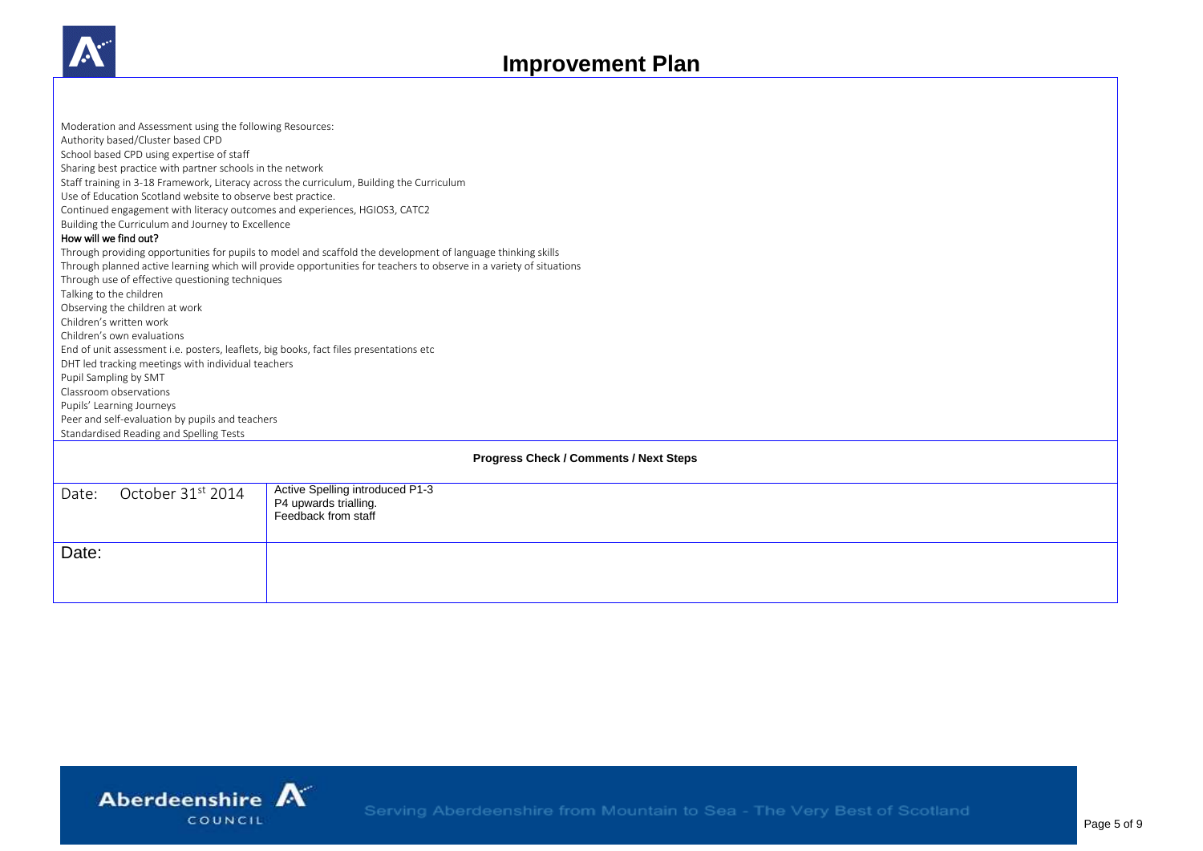# Improvement Plan

Moderation and Assessment using the following Resources:
Authority based/Cluster based CPD
School based CPD using expertise of staff
Sharing best practice with partner schools in the network
Staff training in 3-18 Framework, Literacy across the curriculum, Building the Curriculum
Use of Education Scotland website to observe best practice.
Continued engagement with literacy outcomes and experiences, HGIOS3, CATC2
Building the Curriculum and Journey to Excellence

**How will we find out?**

Through providing opportunities for pupils to model and scaffold the development of language thinking skills
Through planned active learning which will provide opportunities for teachers to observe in a variety of situations
Through use of effective questioning techniques
Talking to the children
Observing the children at work
Children's written work
Children's own evaluations
End of unit assessment i.e. posters, leaflets, big books, fact files presentations etc
DHT led tracking meetings with individual teachers
Pupil Sampling by SMT
Classroom observations
Pupils' Learning Journeys
Peer and self-evaluation by pupils and teachers
Standardised Reading and Spelling Tests

**Progress Check / Comments / Next Steps**

| Date | Comments |
| --- | --- |
| Date: October 31st 2014 | Active Spelling introduced P1-3<br>P4 upwards trialling.<br>Feedback from staff |
| Date: | |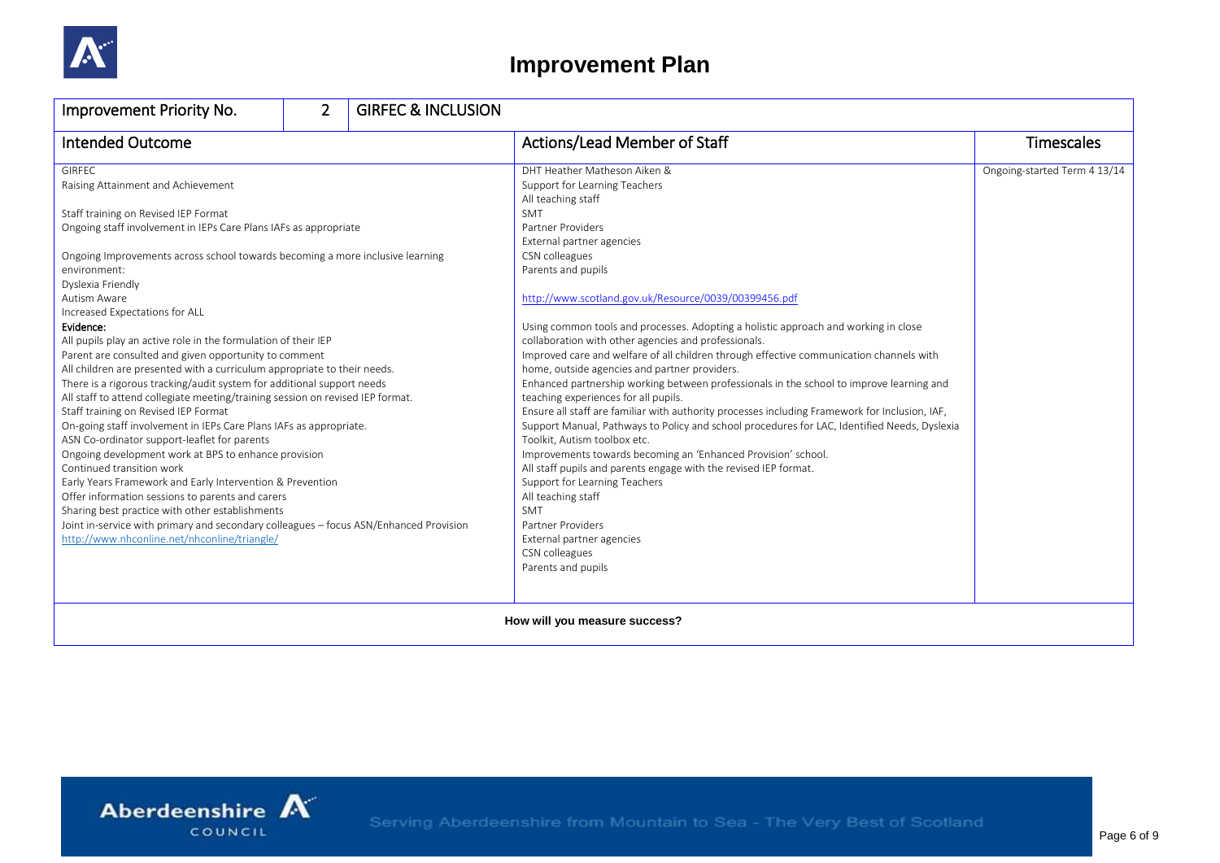# Improvement Plan

| Improvement Priority No. | 2 | GIRFEC & INCLUSION |
|---|---|---|
| **Intended Outcome** | **Actions/Lead Member of Staff** | **Timescales** |
| GIRFEC<br>Raising Attainment and Achievement<br><br>Staff training on Revised IEP Format<br>Ongoing staff involvement in IEPs Care Plans IAFs as appropriate<br><br>Ongoing Improvements across school towards becoming a more inclusive learning environment:<br>Dyslexia Friendly<br>Autism Aware<br>Increased Expectations for ALL<br>**Evidence:**<br>All pupils play an active role in the formulation of their IEP<br>Parent are consulted and given opportunity to comment<br>All children are presented with a curriculum appropriate to their needs.<br>There is a rigorous tracking/audit system for additional support needs<br>All staff to attend collegiate meeting/training session on revised IEP format.<br>Staff training on Revised IEP Format<br>On-going staff involvement in IEPs Care Plans IAFs as appropriate.<br>ASN Co-ordinator support-leaflet for parents<br>Ongoing development work at BPS to enhance provision<br>Continued transition work<br>Early Years Framework and Early Intervention & Prevention<br>Offer information sessions to parents and carers<br>Sharing best practice with other establishments<br>Joint in-service with primary and secondary colleagues – focus ASN/Enhanced Provision<br>http://www.nhconline.net/nhconline/triangle/ | DHT Heather Matheson Aiken &<br>Support for Learning Teachers<br>All teaching staff<br>SMT<br>Partner Providers<br>External partner agencies<br>CSN colleagues<br>Parents and pupils<br><br>http://www.scotland.gov.uk/Resource/0039/00399456.pdf<br><br>Using common tools and processes. Adopting a holistic approach and working in close collaboration with other agencies and professionals.<br>Improved care and welfare of all children through effective communication channels with home, outside agencies and partner providers.<br>Enhanced partnership working between professionals in the school to improve learning and teaching experiences for all pupils.<br>Ensure all staff are familiar with authority processes including Framework for Inclusion, IAF, Support Manual, Pathways to Policy and school procedures for LAC, Identified Needs, Dyslexia Toolkit, Autism toolbox etc.<br>Improvements towards becoming an 'Enhanced Provision' school.<br>All staff pupils and parents engage with the revised IEP format.<br>Support for Learning Teachers<br>All teaching staff<br>SMT<br>Partner Providers<br>External partner agencies<br>CSN colleagues<br>Parents and pupils | Ongoing-started Term 4 13/14 |
| **How will you measure success?** | | |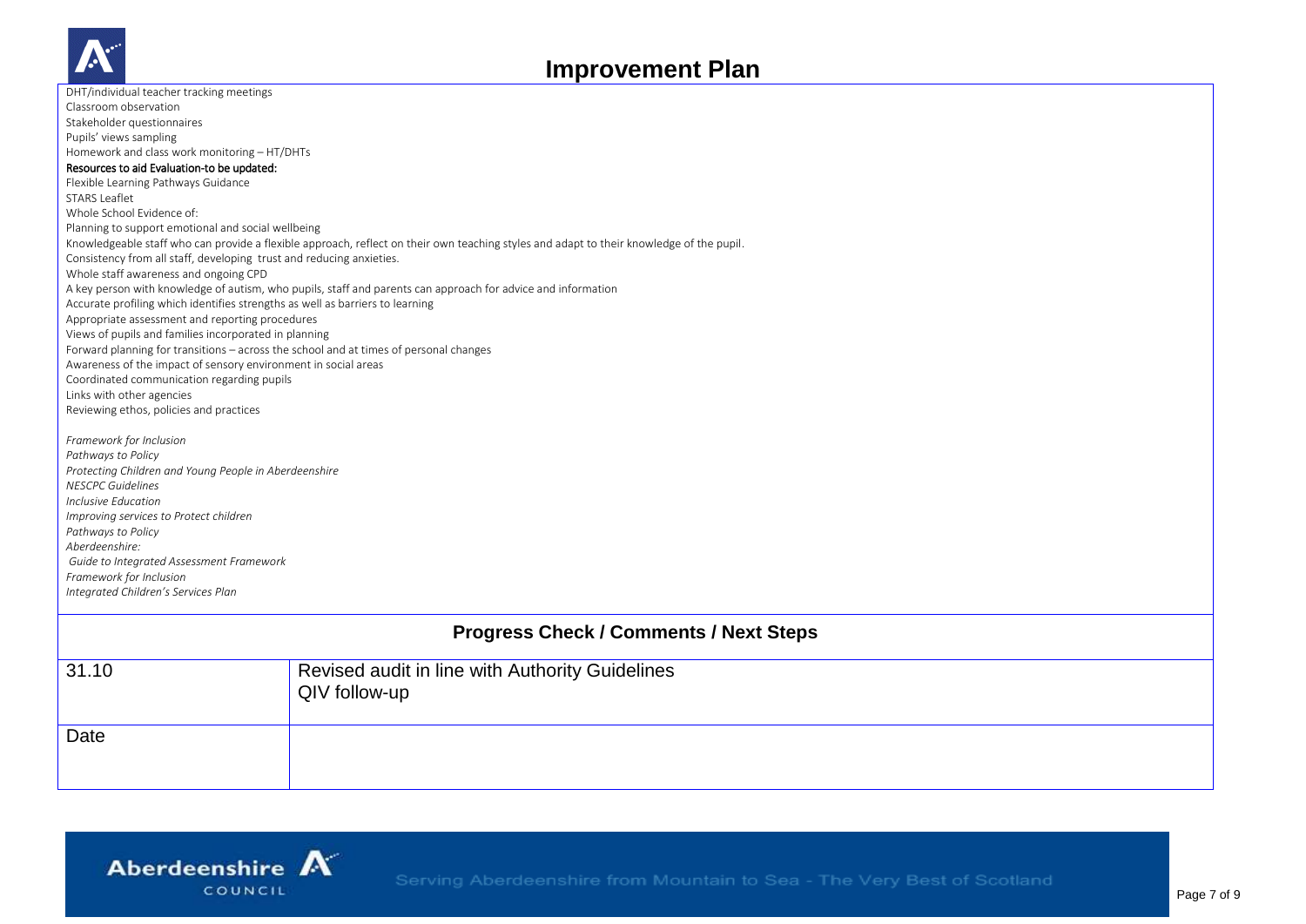# Improvement Plan

DHT/individual teacher tracking meetings
Classroom observation
Stakeholder questionnaires
Pupils' views sampling
Homework and class work monitoring – HT/DHTs

**Resources to aid Evaluation-to be updated:**

Flexible Learning Pathways Guidance
STARS Leaflet
Whole School Evidence of:
Planning to support emotional and social wellbeing
Knowledgeable staff who can provide a flexible approach, reflect on their own teaching styles and adapt to their knowledge of the pupil.
Consistency from all staff, developing trust and reducing anxieties.
Whole staff awareness and ongoing CPD
A key person with knowledge of autism, who pupils, staff and parents can approach for advice and information
Accurate profiling which identifies strengths as well as barriers to learning
Appropriate assessment and reporting procedures
Views of pupils and families incorporated in planning
Forward planning for transitions – across the school and at times of personal changes
Awareness of the impact of sensory environment in social areas
Coordinated communication regarding pupils
Links with other agencies
Reviewing ethos, policies and practices

*Framework for Inclusion*
*Pathways to Policy*
*Protecting Children and Young People in Aberdeenshire*
*NESCPC Guidelines*
*Inclusive Education*
*Improving services to Protect children*
*Pathways to Policy*
*Aberdeenshire:*
*Guide to Integrated Assessment Framework*
*Framework for Inclusion*
*Integrated Children's Services Plan*

## Progress Check / Comments / Next Steps

| | |
|---|---|
| 31.10 | Revised audit in line with Authority Guidelines<br>QIV follow-up |
| Date | |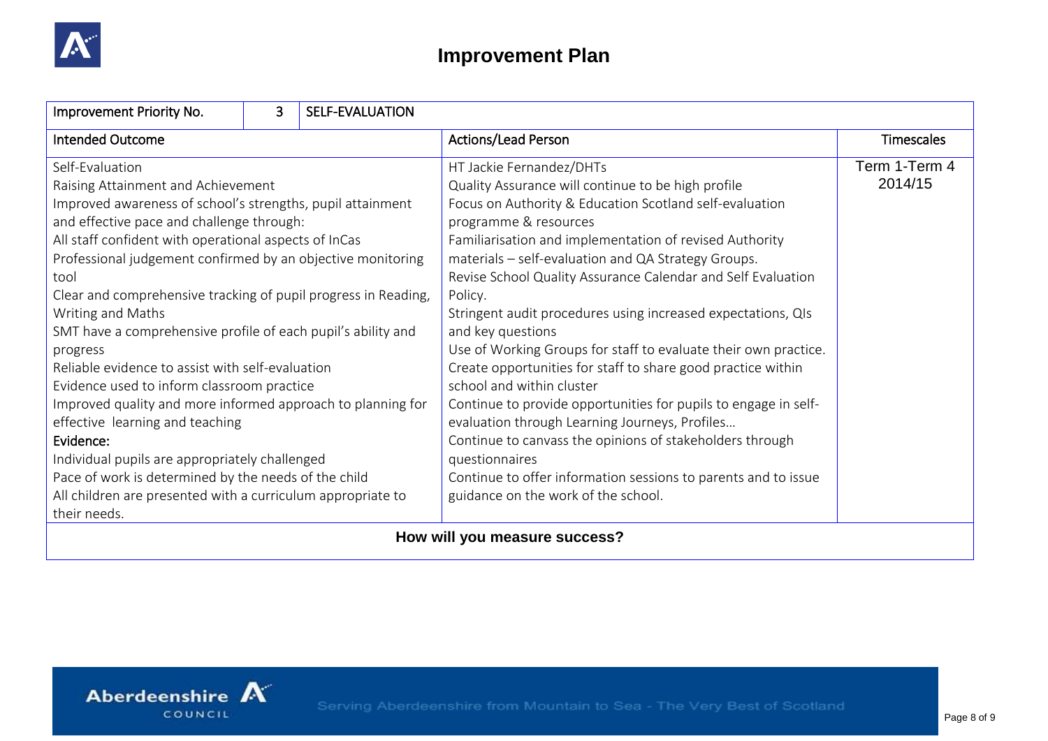# Improvement Plan

| Improvement Priority No. | 3 | SELF-EVALUATION | |
|---|---|---|---|
| **Intended Outcome** | | **Actions/Lead Person** | **Timescales** |
| Self-Evaluation<br>Raising Attainment and Achievement<br>Improved awareness of school's strengths, pupil attainment and effective pace and challenge through:<br>All staff confident with operational aspects of InCas<br>Professional judgement confirmed by an objective monitoring tool<br>Clear and comprehensive tracking of pupil progress in Reading, Writing and Maths<br>SMT have a comprehensive profile of each pupil's ability and progress<br>Reliable evidence to assist with self-evaluation<br>Evidence used to inform classroom practice<br>Improved quality and more informed approach to planning for effective learning and teaching<br>**Evidence:**<br>Individual pupils are appropriately challenged<br>Pace of work is determined by the needs of the child<br>All children are presented with a curriculum appropriate to their needs. | | HT Jackie Fernandez/DHTs<br>Quality Assurance will continue to be high profile<br>Focus on Authority & Education Scotland self-evaluation programme & resources<br>Familiarisation and implementation of revised Authority materials – self-evaluation and QA Strategy Groups.<br>Revise School Quality Assurance Calendar and Self Evaluation Policy.<br>Stringent audit procedures using increased expectations, QIs and key questions<br>Use of Working Groups for staff to evaluate their own practice.<br>Create opportunities for staff to share good practice within school and within cluster<br>Continue to provide opportunities for pupils to engage in self-evaluation through Learning Journeys, Profiles…<br>Continue to canvass the opinions of stakeholders through questionnaires<br>Continue to offer information sessions to parents and to issue guidance on the work of the school. | Term 1-Term 4 2014/15 |
| **How will you measure success?** | | | |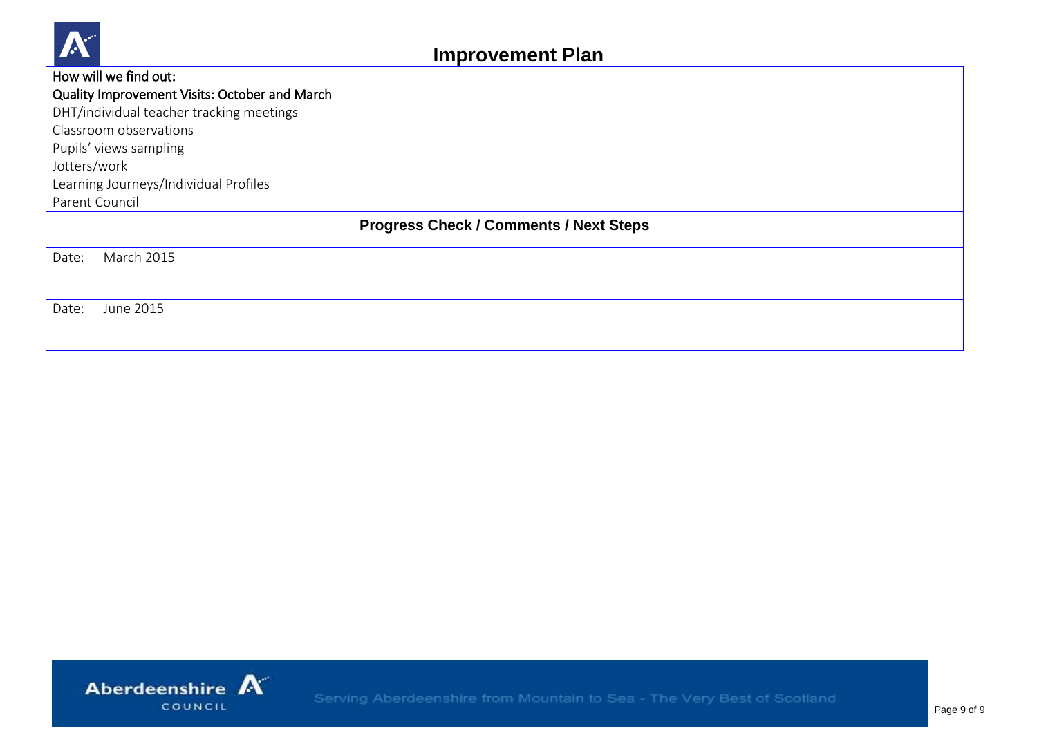# Improvement Plan

How will we find out:

Quality Improvement Visits: October and March

DHT/individual teacher tracking meetings

Classroom observations

Pupils' views sampling

Jotters/work

Learning Journeys/Individual Profiles

Parent Council

## Progress Check / Comments / Next Steps

| | |
|---|---|
| Date: March 2015 | |
| Date: June 2015 | |